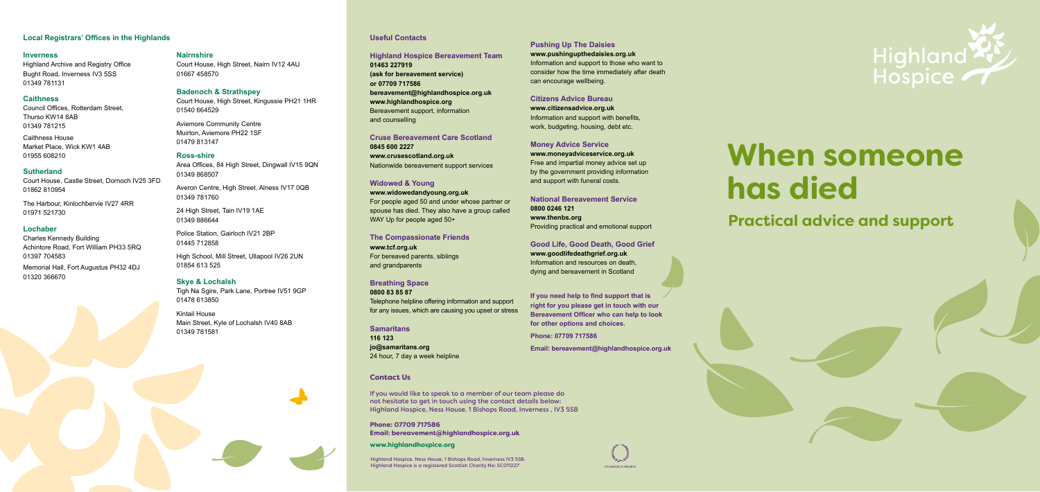## Local Registrars' Offices in the Highlands

### Inverness
Highland Archive and Registry Office
Bught Road, Inverness IV3 5SS
01349 781131

### Caithness
Council Offices, Rotterdam Street,
Thurso KW14 8AB
01349 781215

Caithness House
Market Place, Wick KW1 4AB
01955 608210

### Sutherland
Court House, Castle Street, Dornoch IV25 3FD
01862 810954

The Harbour, Kinlochbervie IV27 4RR
01971 521730

### Lochaber
Charles Kennedy Building
Achintore Road, Fort William PH33 5RQ
01397 704583

Memorial Hall, Fort Augustus PH32 4DJ
01320 366670

### Nairnshire
Court House, High Street, Nairn IV12 4AU
01667 458570

### Badenoch & Strathspey
Court House, High Street, Kingussie PH21 1HR
01540 664529

Aviemore Community Centre
Muirton, Aviemore PH22 1SF
01479 813147

### Ross-shire
Area Offices, 84 High Street, Dingwall IV15 9QN
01349 868507

Averon Centre, High Street, Alness IV17 0QB
01349 781760

24 High Street, Tain IV19 1AE
01349 886644

Police Station, Gairloch IV21 2BP
01445 712858

High School, Mill Street, Ullapool IV26 2UN
01854 613 525

### Skye & Lochalsh
Tigh Na Sgire, Park Lane, Portree IV51 9GP
01478 613850

Kintail House
Main Street, Kyle of Lochalsh IV40 8AB
01349 781581

## Useful Contacts

### Highland Hospice Bereavement Team
**01463 227919**
**(ask for bereavement service)**
**or 07709 717586**
**bereavement@highlandhospice.org.uk**
**www.highlandhospice.org**
Bereavement support, information and counselling

### Cruse Bereavement Care Scotland
**0845 600 2227**
**www.crusescotland.org.uk**
Nationwide bereavement support services

### Widowed & Young
**www.widowedandyoung.org.uk**
For people aged 50 and under whose partner or spouse has died. They also have a group called WAY Up for people aged 50+

### The Compassionate Friends
**www.tcf.org.uk**
For bereaved parents, siblings and grandparents

### Breathing Space
**0800 83 85 87**
Telephone helpline offering information and support for any issues, which are causing you upset or stress

### Samaritans
**116 123**
**jo@samaritans.org**
24 hour, 7 day a week helpline

### Pushing Up The Daisies
**www.pushingupthedaisies.org.uk**
Information and support to those who want to consider how the time immediately after death can encourage wellbeing.

### Citizens Advice Bureau
**www.citizensadvice.org.uk**
Information and support with benefits, work, budgeting, housing, debt etc.

### Money Advice Service
**www.moneyadviceservice.org.uk**
Free and impartial money advice set up by the government providing information and support with funeral costs.

### National Bereavement Service
**0800 0246 121**
**www.thenbs.org**
Providing practical and emotional support

### Good Life, Good Death, Good Grief
**www.goodlifedeathgrief.org.uk**
Information and resources on death, dying and bereavement in Scotland

**If you need help to find support that is right for you please get in touch with our Bereavement Officer who can help to look for other options and choices.**

**Phone: 07709 717586**

**Email: bereavement@highlandhospice.org.uk**

## Contact Us

If you would like to speak to a member of our team please do not hesitate to get in touch using the contact details below:
Highland Hospice, Ness House, 1 Bishops Road, Inverness , IV3 5SB

**Phone: 07709 717586**
**Email: bereavement@highlandhospice.org.uk**

**www.highlandhospice.org**

Highland Hospice, Ness House, 1 Bishops Road, Inverness IV3 5SB.
Highland Hospice is a registered Scottish Charity No: SC011227

INVESTORS IN PEOPLE

Highland Hospice

# When someone has died

## Practical advice and support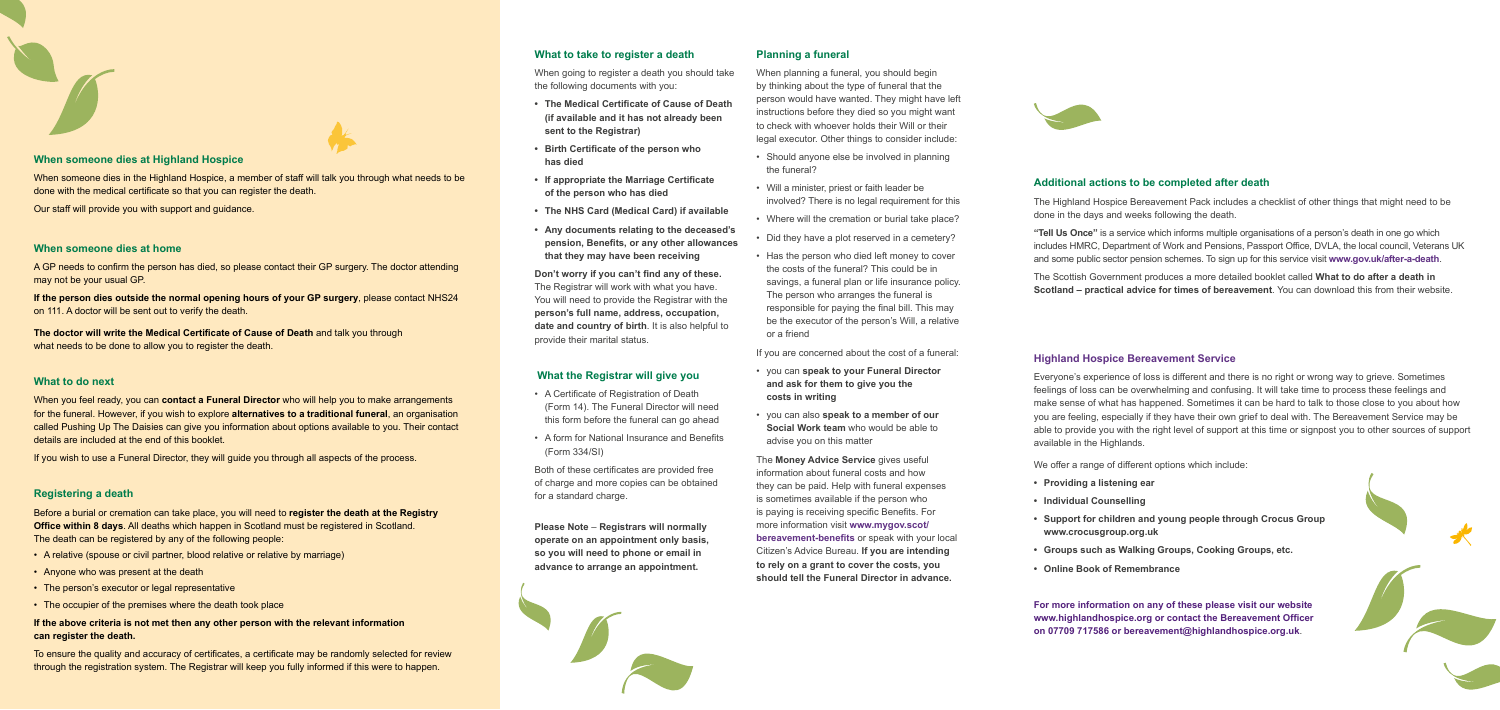## When someone dies at Highland Hospice

When someone dies in the Highland Hospice, a member of staff will talk you through what needs to be done with the medical certificate so that you can register the death.

Our staff will provide you with support and guidance.

## When someone dies at home

A GP needs to confirm the person has died, so please contact their GP surgery. The doctor attending may not be your usual GP.

**If the person dies outside the normal opening hours of your GP surgery**, please contact NHS24 on 111. A doctor will be sent out to verify the death.

**The doctor will write the Medical Certificate of Cause of Death** and talk you through what needs to be done to allow you to register the death.

## What to do next

When you feel ready, you can **contact a Funeral Director** who will help you to make arrangements for the funeral. However, if you wish to explore **alternatives to a traditional funeral**, an organisation called Pushing Up The Daisies can give you information about options available to you. Their contact details are included at the end of this booklet.

If you wish to use a Funeral Director, they will guide you through all aspects of the process.

## Registering a death

Before a burial or cremation can take place, you will need to **register the death at the Registry Office within 8 days**. All deaths which happen in Scotland must be registered in Scotland. The death can be registered by any of the following people:

- A relative (spouse or civil partner, blood relative or relative by marriage)
- Anyone who was present at the death
- The person's executor or legal representative
- The occupier of the premises where the death took place

**If the above criteria is not met then any other person with the relevant information can register the death.**

To ensure the quality and accuracy of certificates, a certificate may be randomly selected for review through the registration system. The Registrar will keep you fully informed if this were to happen.

## What to take to register a death

When going to register a death you should take the following documents with you:

- **The Medical Certificate of Cause of Death (if available and it has not already been sent to the Registrar)**
- **Birth Certificate of the person who has died**
- **If appropriate the Marriage Certificate of the person who has died**
- **The NHS Card (Medical Card) if available**
- **Any documents relating to the deceased's pension, Benefits, or any other allowances that they may have been receiving**

**Don't worry if you can't find any of these.** The Registrar will work with what you have. You will need to provide the Registrar with the **person's full name, address, occupation, date and country of birth**. It is also helpful to provide their marital status.

## What the Registrar will give you

- A Certificate of Registration of Death (Form 14). The Funeral Director will need this form before the funeral can go ahead
- A form for National Insurance and Benefits (Form 334/SI)

Both of these certificates are provided free of charge and more copies can be obtained for a standard charge.

**Please Note – Registrars will normally operate on an appointment only basis, so you will need to phone or email in advance to arrange an appointment.**

## Planning a funeral

When planning a funeral, you should begin by thinking about the type of funeral that the person would have wanted. They might have left instructions before they died so you might want to check with whoever holds their Will or their legal executor. Other things to consider include:

- Should anyone else be involved in planning the funeral?
- Will a minister, priest or faith leader be involved? There is no legal requirement for this
- Where will the cremation or burial take place?
- Did they have a plot reserved in a cemetery?
- Has the person who died left money to cover the costs of the funeral? This could be in savings, a funeral plan or life insurance policy. The person who arranges the funeral is responsible for paying the final bill. This may be the executor of the person's Will, a relative or a friend

If you are concerned about the cost of a funeral:

- you can **speak to your Funeral Director and ask for them to give you the costs in writing**
- you can also **speak to a member of our Social Work team** who would be able to advise you on this matter

The **Money Advice Service** gives useful information about funeral costs and how they can be paid. Help with funeral expenses is sometimes available if the person who is paying is receiving specific Benefits. For more information visit **www.mygov.scot/bereavement-benefits** or speak with your local Citizen's Advice Bureau. **If you are intending to rely on a grant to cover the costs, you should tell the Funeral Director in advance.**

## Additional actions to be completed after death

The Highland Hospice Bereavement Pack includes a checklist of other things that might need to be done in the days and weeks following the death.

**"Tell Us Once"** is a service which informs multiple organisations of a person's death in one go which includes HMRC, Department of Work and Pensions, Passport Office, DVLA, the local council, Veterans UK and some public sector pension schemes. To sign up for this service visit **www.gov.uk/after-a-death**.

The Scottish Government produces a more detailed booklet called **What to do after a death in Scotland – practical advice for times of bereavement**. You can download this from their website.

## Highland Hospice Bereavement Service

Everyone's experience of loss is different and there is no right or wrong way to grieve. Sometimes feelings of loss can be overwhelming and confusing. It will take time to process these feelings and make sense of what has happened. Sometimes it can be hard to talk to those close to you about how you are feeling, especially if they have their own grief to deal with. The Bereavement Service may be able to provide you with the right level of support at this time or signpost you to other sources of support available in the Highlands.

We offer a range of different options which include:

- **Providing a listening ear**
- **Individual Counselling**
- **Support for children and young people through Crocus Group www.crocusgroup.org.uk**
- **Groups such as Walking Groups, Cooking Groups, etc.**
- **Online Book of Remembrance**

**For more information on any of these please visit our website www.highlandhospice.org or contact the Bereavement Officer on 07709 717586 or bereavement@highlandhospice.org.uk.**